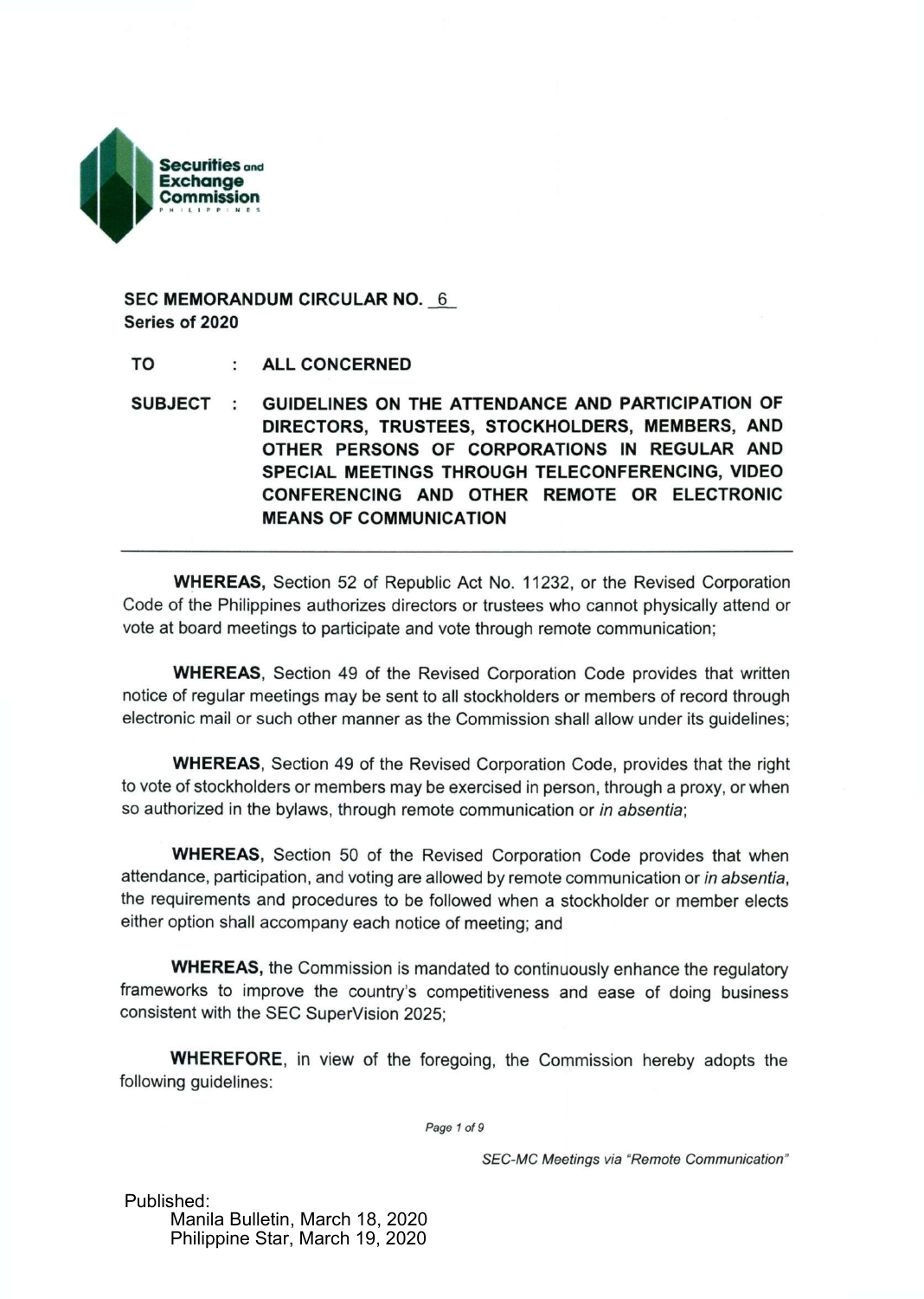Securities and Exchange Commission PHILIPPINES

**SEC MEMORANDUM CIRCULAR NO. 6**
**Series of 2020**

**TO : ALL CONCERNED**

**SUBJECT : GUIDELINES ON THE ATTENDANCE AND PARTICIPATION OF DIRECTORS, TRUSTEES, STOCKHOLDERS, MEMBERS, AND OTHER PERSONS OF CORPORATIONS IN REGULAR AND SPECIAL MEETINGS THROUGH TELECONFERENCING, VIDEO CONFERENCING AND OTHER REMOTE OR ELECTRONIC MEANS OF COMMUNICATION**

---

**WHEREAS,** Section 52 of Republic Act No. 11232, or the Revised Corporation Code of the Philippines authorizes directors or trustees who cannot physically attend or vote at board meetings to participate and vote through remote communication;

**WHEREAS**, Section 49 of the Revised Corporation Code provides that written notice of regular meetings may be sent to all stockholders or members of record through electronic mail or such other manner as the Commission shall allow under its guidelines;

**WHEREAS**, Section 49 of the Revised Corporation Code, provides that the right to vote of stockholders or members may be exercised in person, through a proxy, or when so authorized in the bylaws, through remote communication or *in absentia*;

**WHEREAS**, Section 50 of the Revised Corporation Code provides that when attendance, participation, and voting are allowed by remote communication or *in absentia*, the requirements and procedures to be followed when a stockholder or member elects either option shall accompany each notice of meeting; and

**WHEREAS,** the Commission is mandated to continuously enhance the regulatory frameworks to improve the country's competitiveness and ease of doing business consistent with the SEC SuperVision 2025;

**WHEREFORE**, in view of the foregoing, the Commission hereby adopts the following guidelines:

Published:
Manila Bulletin, March 18, 2020
Philippine Star, March 19, 2020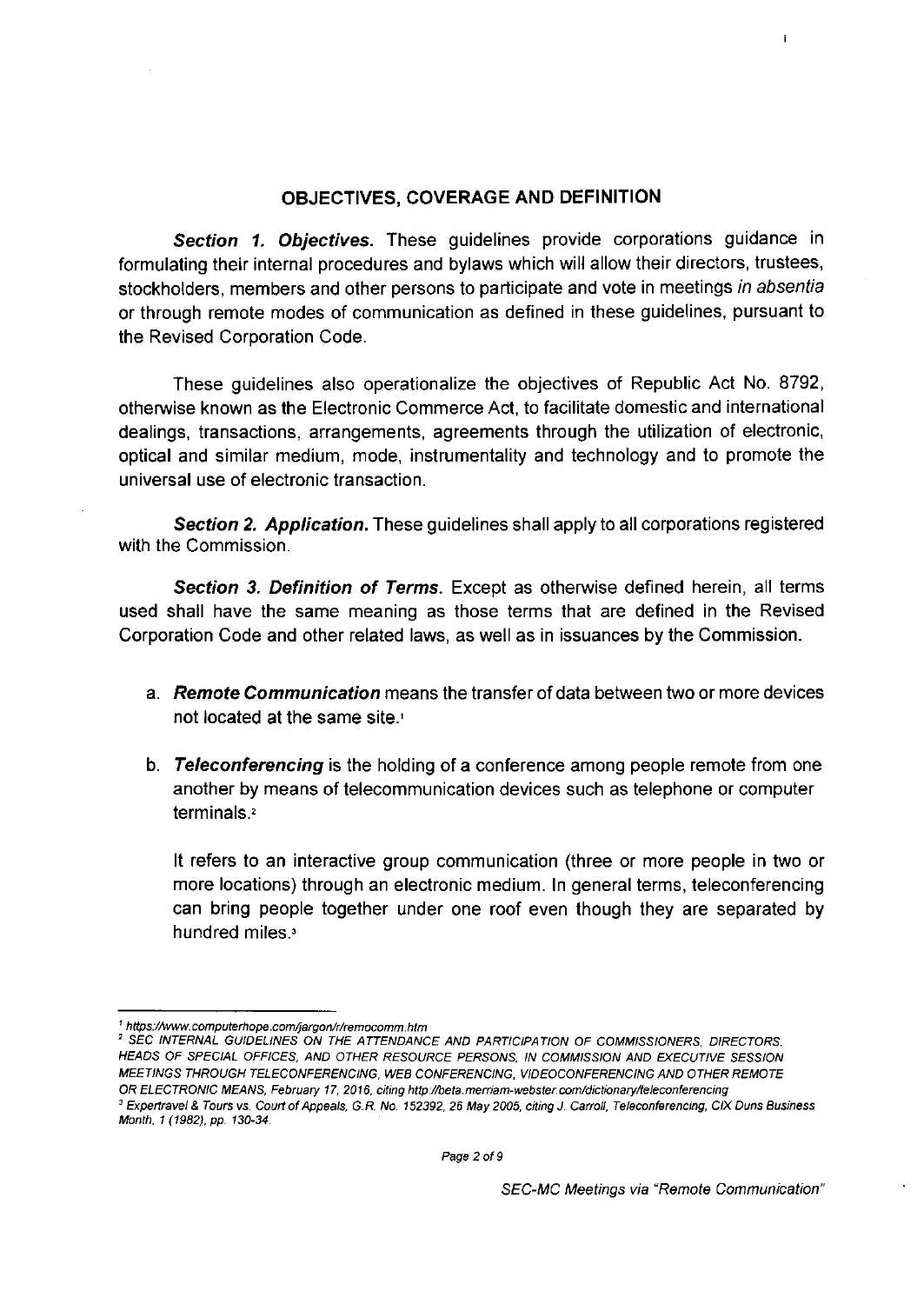## OBJECTIVES, COVERAGE AND DEFINITION

***Section 1. Objectives.*** These guidelines provide corporations guidance in formulating their internal procedures and bylaws which will allow their directors, trustees, stockholders, members and other persons to participate and vote in meetings *in absentia* or through remote modes of communication as defined in these guidelines, pursuant to the Revised Corporation Code.

These guidelines also operationalize the objectives of Republic Act No. 8792, otherwise known as the Electronic Commerce Act, to facilitate domestic and international dealings, transactions, arrangements, agreements through the utilization of electronic, optical and similar medium, mode, instrumentality and technology and to promote the universal use of electronic transaction.

***Section 2. Application.*** These guidelines shall apply to all corporations registered with the Commission.

***Section 3. Definition of Terms.*** Except as otherwise defined herein, all terms used shall have the same meaning as those terms that are defined in the Revised Corporation Code and other related laws, as well as in issuances by the Commission.

a. ***Remote Communication*** means the transfer of data between two or more devices not located at the same site.[1]

b. ***Teleconferencing*** is the holding of a conference among people remote from one another by means of telecommunication devices such as telephone or computer terminals.[2]

   It refers to an interactive group communication (three or more people in two or more locations) through an electronic medium. In general terms, teleconferencing can bring people together under one roof even though they are separated by hundred miles.[3]

---

[1] *https://www.computerhope.com/jargon/r/remocomm.htm*

[2] *SEC INTERNAL GUIDELINES ON THE ATTENDANCE AND PARTICIPATION OF COMMISSIONERS, DIRECTORS, HEADS OF SPECIAL OFFICES, AND OTHER RESOURCE PERSONS, IN COMMISSION AND EXECUTIVE SESSION MEETINGS THROUGH TELECONFERENCING, WEB CONFERENCING, VIDEOCONFERENCING AND OTHER REMOTE OR ELECTRONIC MEANS, February 17, 2016, citing http://beta.merriam-webster.com/dictionary/teleconferencing*

[3] *Expertravel & Tours vs. Court of Appeals, G.R. No. 152392, 26 May 2005, citing J. Carroll, Teleconferencing, CIX Duns Business Month, 1 (1982), pp. 130-34.*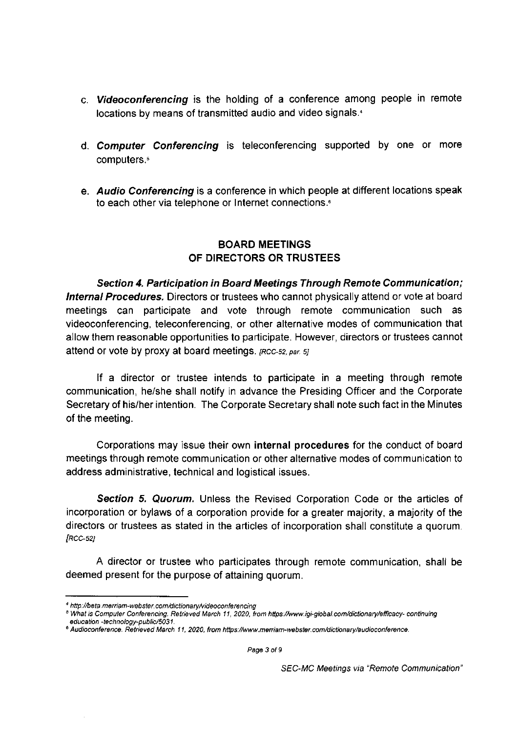c. ***Videoconferencing*** is the holding of a conference among people in remote locations by means of transmitted audio and video signals.[4]

d. ***Computer Conferencing*** is teleconferencing supported by one or more computers.[5]

e. ***Audio Conferencing*** is a conference in which people at different locations speak to each other via telephone or Internet connections.[6]

## BOARD MEETINGS OF DIRECTORS OR TRUSTEES

***Section 4. Participation in Board Meetings Through Remote Communication; Internal Procedures.*** Directors or trustees who cannot physically attend or vote at board meetings can participate and vote through remote communication such as videoconferencing, teleconferencing, or other alternative modes of communication that allow them reasonable opportunities to participate. However, directors or trustees cannot attend or vote by proxy at board meetings. *[RCC-52, par. 5]*

If a director or trustee intends to participate in a meeting through remote communication, he/she shall notify in advance the Presiding Officer and the Corporate Secretary of his/her intention. The Corporate Secretary shall note such fact in the Minutes of the meeting.

Corporations may issue their own **internal procedures** for the conduct of board meetings through remote communication or other alternative modes of communication to address administrative, technical and logistical issues.

***Section 5. Quorum.*** Unless the Revised Corporation Code or the articles of incorporation or bylaws of a corporation provide for a greater majority, a majority of the directors or trustees as stated in the articles of incorporation shall constitute a quorum. *[RCC-52]*

A director or trustee who participates through remote communication, shall be deemed present for the purpose of attaining quorum.

---

[4] *http://beta.merriam-webster.com/dictionary/videoconferencing*

[5] *What is Computer Conferencing. Retrieved March 11, 2020, from https://www.igi-global.com/dictionary/efficacy- continuing education -technology-public/5031.*

[6] *Audioconference. Retrieved March 11, 2020, from https://www.merriam-webster.com/dictionary/audioconference.*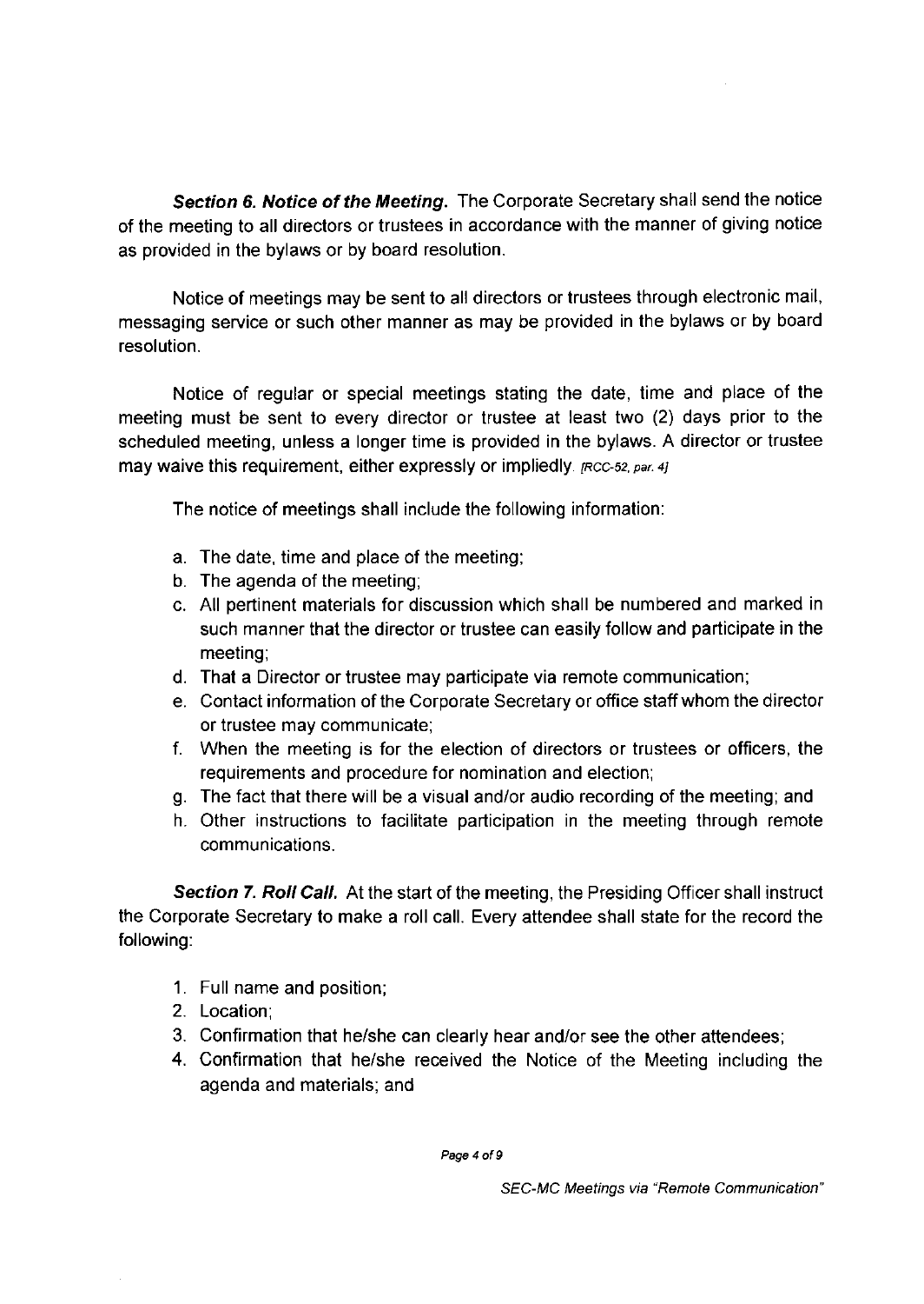***Section 6. Notice of the Meeting.*** The Corporate Secretary shall send the notice of the meeting to all directors or trustees in accordance with the manner of giving notice as provided in the bylaws or by board resolution.

Notice of meetings may be sent to all directors or trustees through electronic mail, messaging service or such other manner as may be provided in the bylaws or by board resolution.

Notice of regular or special meetings stating the date, time and place of the meeting must be sent to every director or trustee at least two (2) days prior to the scheduled meeting, unless a longer time is provided in the bylaws. A director or trustee may waive this requirement, either expressly or impliedly. *[RCC-52, par. 4]*

The notice of meetings shall include the following information:

a. The date, time and place of the meeting;
b. The agenda of the meeting;
c. All pertinent materials for discussion which shall be numbered and marked in such manner that the director or trustee can easily follow and participate in the meeting;
d. That a Director or trustee may participate via remote communication;
e. Contact information of the Corporate Secretary or office staff whom the director or trustee may communicate;
f. When the meeting is for the election of directors or trustees or officers, the requirements and procedure for nomination and election;
g. The fact that there will be a visual and/or audio recording of the meeting; and
h. Other instructions to facilitate participation in the meeting through remote communications.

***Section 7. Roll Call.*** At the start of the meeting, the Presiding Officer shall instruct the Corporate Secretary to make a roll call. Every attendee shall state for the record the following:

1. Full name and position;
2. Location;
3. Confirmation that he/she can clearly hear and/or see the other attendees;
4. Confirmation that he/she received the Notice of the Meeting including the agenda and materials; and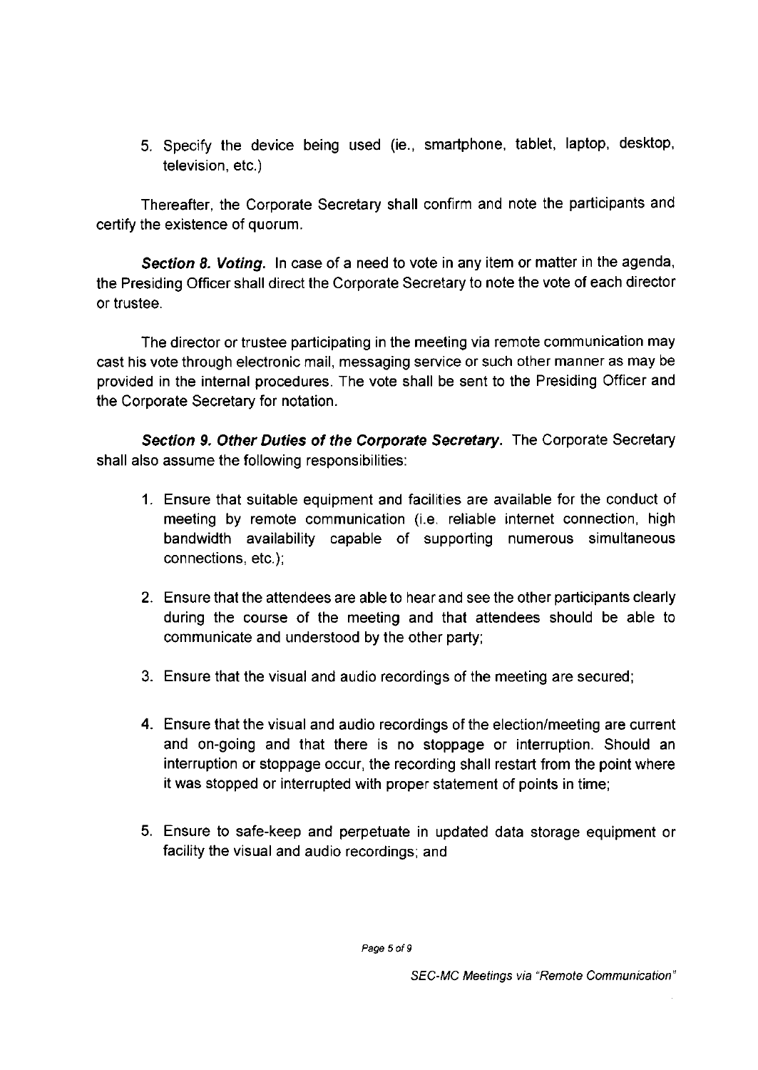5. Specify the device being used (ie., smartphone, tablet, laptop, desktop, television, etc.)

Thereafter, the Corporate Secretary shall confirm and note the participants and certify the existence of quorum.

***Section 8. Voting.*** In case of a need to vote in any item or matter in the agenda, the Presiding Officer shall direct the Corporate Secretary to note the vote of each director or trustee.

The director or trustee participating in the meeting via remote communication may cast his vote through electronic mail, messaging service or such other manner as may be provided in the internal procedures. The vote shall be sent to the Presiding Officer and the Corporate Secretary for notation.

***Section 9. Other Duties of the Corporate Secretary.*** The Corporate Secretary shall also assume the following responsibilities:

1. Ensure that suitable equipment and facilities are available for the conduct of meeting by remote communication (i.e. reliable internet connection, high bandwidth availability capable of supporting numerous simultaneous connections, etc.);

2. Ensure that the attendees are able to hear and see the other participants clearly during the course of the meeting and that attendees should be able to communicate and understood by the other party;

3. Ensure that the visual and audio recordings of the meeting are secured;

4. Ensure that the visual and audio recordings of the election/meeting are current and on-going and that there is no stoppage or interruption. Should an interruption or stoppage occur, the recording shall restart from the point where it was stopped or interrupted with proper statement of points in time;

5. Ensure to safe-keep and perpetuate in updated data storage equipment or facility the visual and audio recordings; and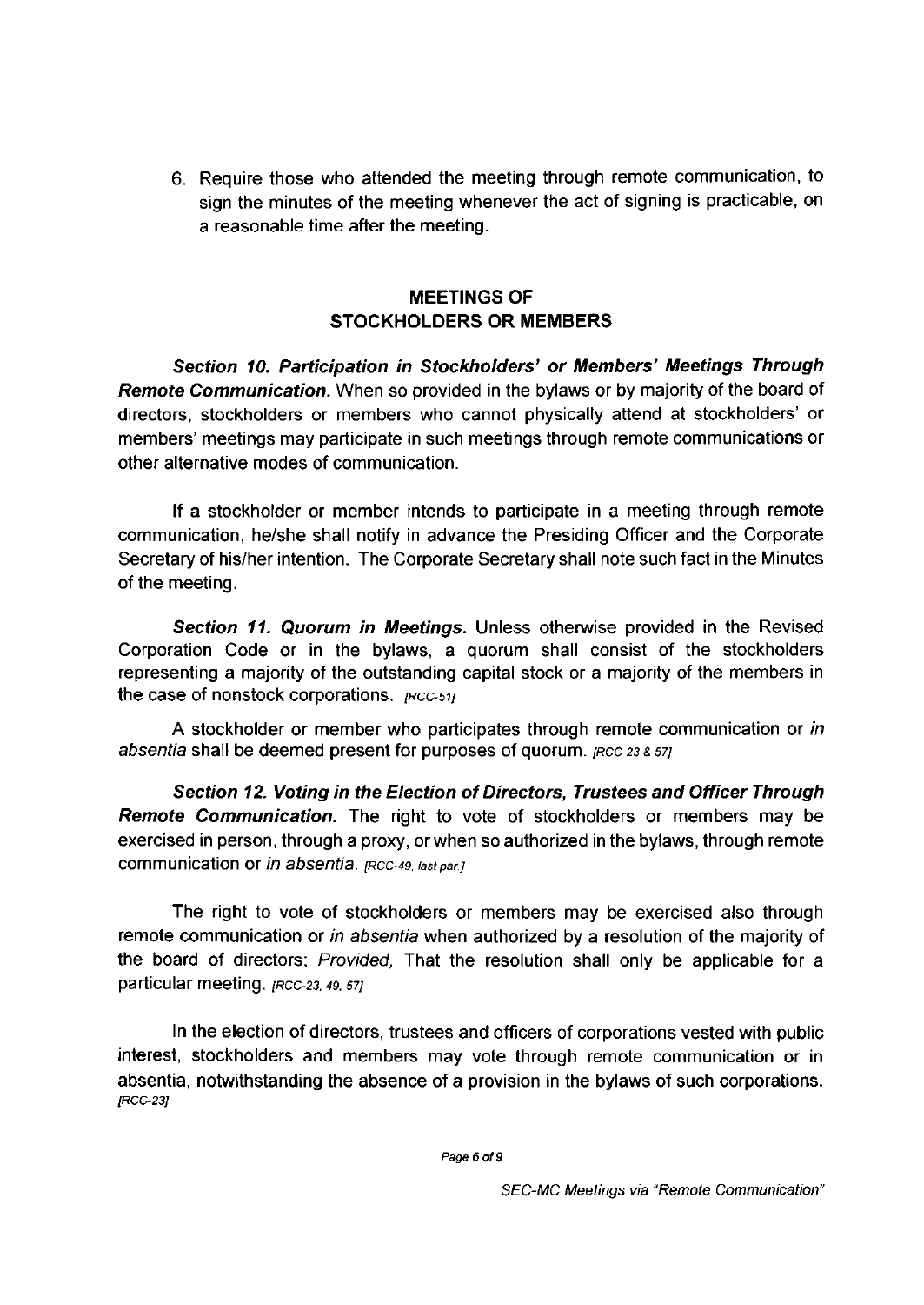6. Require those who attended the meeting through remote communication, to sign the minutes of the meeting whenever the act of signing is practicable, on a reasonable time after the meeting.

## MEETINGS OF STOCKHOLDERS OR MEMBERS

***Section 10. Participation in Stockholders' or Members' Meetings Through Remote Communication.*** When so provided in the bylaws or by majority of the board of directors, stockholders or members who cannot physically attend at stockholders' or members' meetings may participate in such meetings through remote communications or other alternative modes of communication.

If a stockholder or member intends to participate in a meeting through remote communication, he/she shall notify in advance the Presiding Officer and the Corporate Secretary of his/her intention. The Corporate Secretary shall note such fact in the Minutes of the meeting.

***Section 11. Quorum in Meetings.*** Unless otherwise provided in the Revised Corporation Code or in the bylaws, a quorum shall consist of the stockholders representing a majority of the outstanding capital stock or a majority of the members in the case of nonstock corporations. *[RCC-51]*

A stockholder or member who participates through remote communication or *in absentia* shall be deemed present for purposes of quorum. *[RCC-23 & 57]*

***Section 12. Voting in the Election of Directors, Trustees and Officer Through Remote Communication.*** The right to vote of stockholders or members may be exercised in person, through a proxy, or when so authorized in the bylaws, through remote communication or *in absentia*. *[RCC-49, last par.]*

The right to vote of stockholders or members may be exercised also through remote communication or *in absentia* when authorized by a resolution of the majority of the board of directors; *Provided,* That the resolution shall only be applicable for a particular meeting. *[RCC-23, 49, 57]*

In the election of directors, trustees and officers of corporations vested with public interest, stockholders and members may vote through remote communication or in absentia, notwithstanding the absence of a provision in the bylaws of such corporations. *[RCC-23]*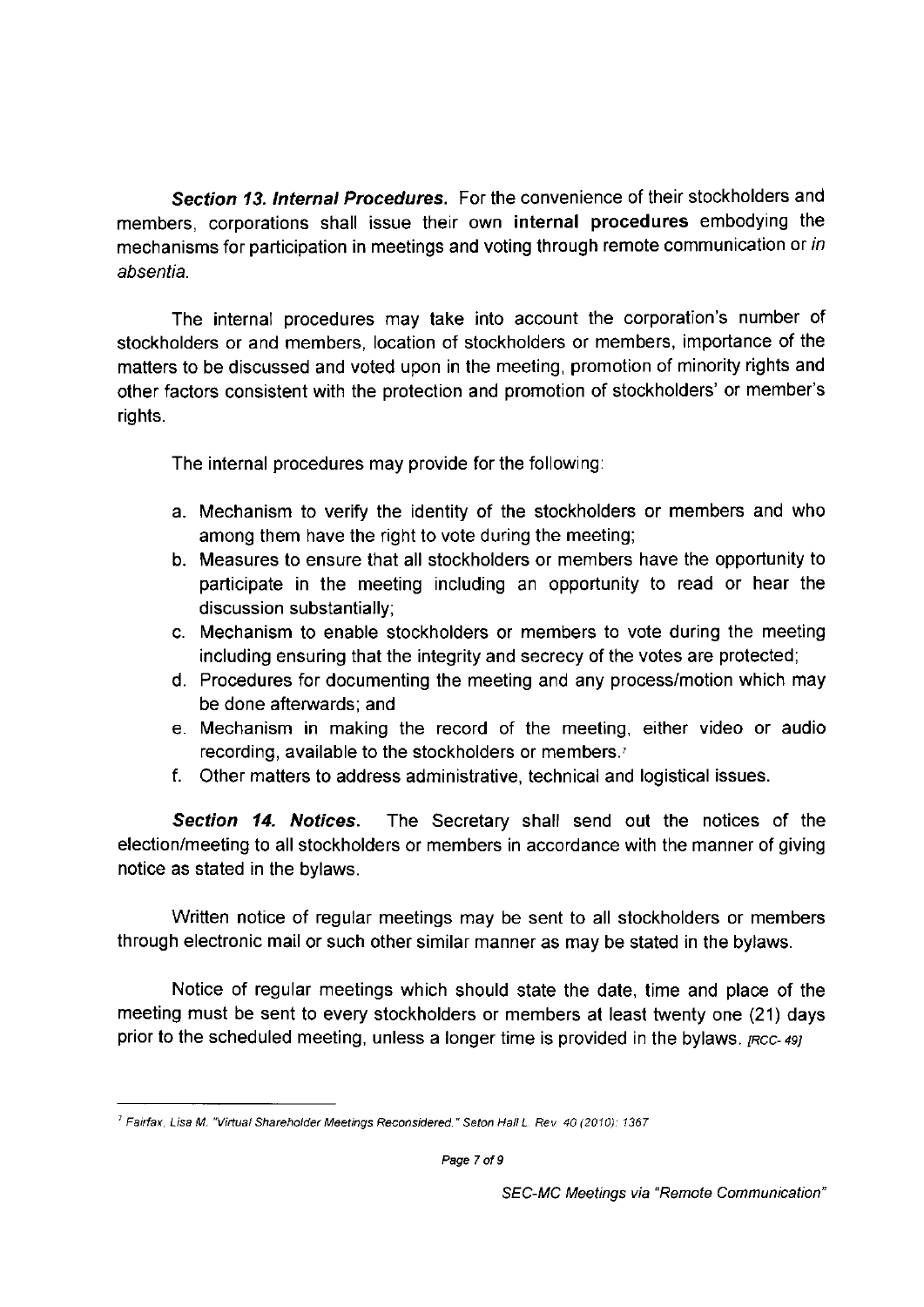***Section 13. Internal Procedures.*** For the convenience of their stockholders and members, corporations shall issue their own **internal procedures** embodying the mechanisms for participation in meetings and voting through remote communication or *in absentia*.

The internal procedures may take into account the corporation's number of stockholders or and members, location of stockholders or members, importance of the matters to be discussed and voted upon in the meeting, promotion of minority rights and other factors consistent with the protection and promotion of stockholders' or member's rights.

The internal procedures may provide for the following:

a. Mechanism to verify the identity of the stockholders or members and who among them have the right to vote during the meeting;
b. Measures to ensure that all stockholders or members have the opportunity to participate in the meeting including an opportunity to read or hear the discussion substantially;
c. Mechanism to enable stockholders or members to vote during the meeting including ensuring that the integrity and secrecy of the votes are protected;
d. Procedures for documenting the meeting and any process/motion which may be done afterwards; and
e. Mechanism in making the record of the meeting, either video or audio recording, available to the stockholders or members.[7]
f. Other matters to address administrative, technical and logistical issues.

***Section 14. Notices.*** The Secretary shall send out the notices of the election/meeting to all stockholders or members in accordance with the manner of giving notice as stated in the bylaws.

Written notice of regular meetings may be sent to all stockholders or members through electronic mail or such other similar manner as may be stated in the bylaws.

Notice of regular meetings which should state the date, time and place of the meeting must be sent to every stockholders or members at least twenty one (21) days prior to the scheduled meeting, unless a longer time is provided in the bylaws. *[RCC- 49]*

---

[7] *Fairfax, Lisa M. "Virtual Shareholder Meetings Reconsidered." Seton Hall L. Rev. 40 (2010): 1367*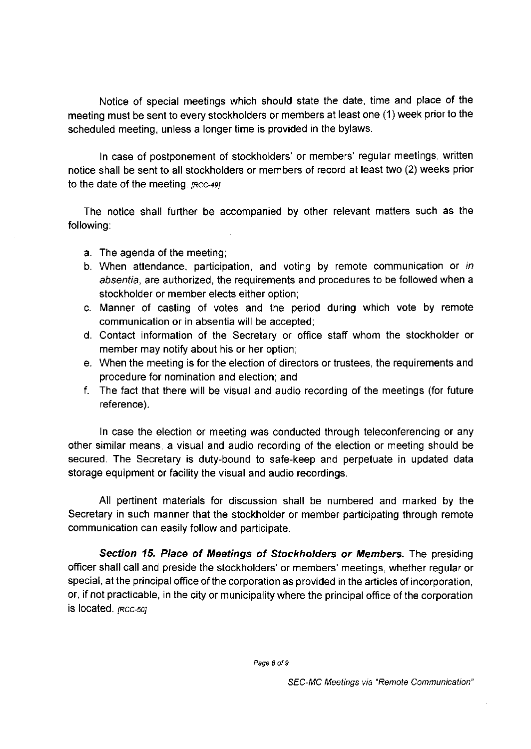Notice of special meetings which should state the date, time and place of the meeting must be sent to every stockholders or members at least one (1) week prior to the scheduled meeting, unless a longer time is provided in the bylaws.

In case of postponement of stockholders' or members' regular meetings, written notice shall be sent to all stockholders or members of record at least two (2) weeks prior to the date of the meeting. *[RCC-49]*

The notice shall further be accompanied by other relevant matters such as the following:

a. The agenda of the meeting;
b. When attendance, participation, and voting by remote communication or *in absentia*, are authorized, the requirements and procedures to be followed when a stockholder or member elects either option;
c. Manner of casting of votes and the period during which vote by remote communication or in absentia will be accepted;
d. Contact information of the Secretary or office staff whom the stockholder or member may notify about his or her option;
e. When the meeting is for the election of directors or trustees, the requirements and procedure for nomination and election; and
f. The fact that there will be visual and audio recording of the meetings (for future reference).

In case the election or meeting was conducted through teleconferencing or any other similar means, a visual and audio recording of the election or meeting should be secured. The Secretary is duty-bound to safe-keep and perpetuate in updated data storage equipment or facility the visual and audio recordings.

All pertinent materials for discussion shall be numbered and marked by the Secretary in such manner that the stockholder or member participating through remote communication can easily follow and participate.

***Section 15. Place of Meetings of Stockholders or Members.*** The presiding officer shall call and preside the stockholders' or members' meetings, whether regular or special, at the principal office of the corporation as provided in the articles of incorporation, or, if not practicable, in the city or municipality where the principal office of the corporation is located. *[RCC-50]*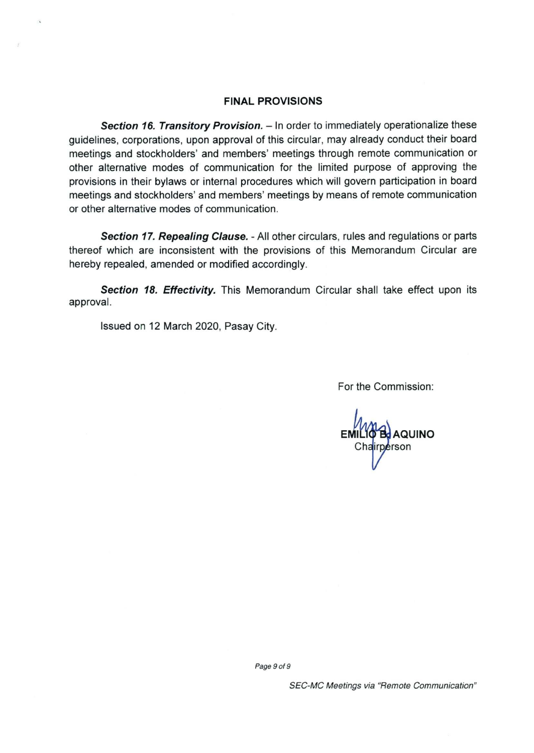## FINAL PROVISIONS

***Section 16. Transitory Provision.*** – In order to immediately operationalize these guidelines, corporations, upon approval of this circular, may already conduct their board meetings and stockholders' and members' meetings through remote communication or other alternative modes of communication for the limited purpose of approving the provisions in their bylaws or internal procedures which will govern participation in board meetings and stockholders' and members' meetings by means of remote communication or other alternative modes of communication.

***Section 17. Repealing Clause.*** - All other circulars, rules and regulations or parts thereof which are inconsistent with the provisions of this Memorandum Circular are hereby repealed, amended or modified accordingly.

***Section 18. Effectivity.*** This Memorandum Circular shall take effect upon its approval.

Issued on 12 March 2020, Pasay City.

For the Commission:

**EMILIO B. AQUINO**
Chairperson